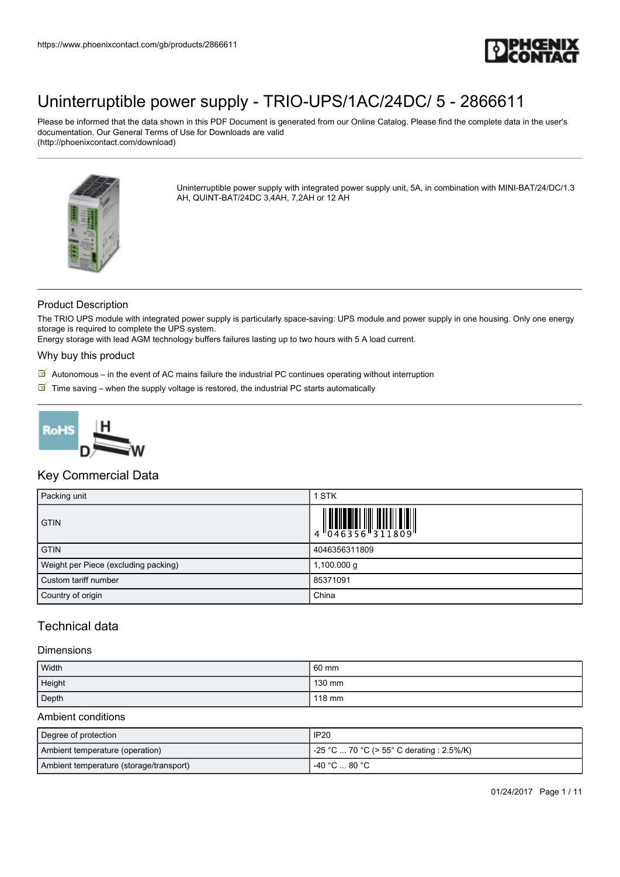https://www.phoenixcontact.com/gb/products/2866611

# Uninterruptible power supply - TRIO-UPS/1AC/24DC/ 5 - 2866611

Please be informed that the data shown in this PDF Document is generated from our Online Catalog. Please find the complete data in the user's documentation. Our General Terms of Use for Downloads are valid
(http://phoenixcontact.com/download)

Uninterruptible power supply with integrated power supply unit, 5A, in combination with MINI-BAT/24/DC/1.3 AH, QUINT-BAT/24DC 3,4AH, 7,2AH or 12 AH

## Product Description

The TRIO UPS module with integrated power supply is particularly space-saving: UPS module and power supply in one housing. Only one energy storage is required to complete the UPS system.
Energy storage with lead AGM technology buffers failures lasting up to two hours with 5 A load current.

## Why buy this product

- Autonomous – in the event of AC mains failure the industrial PC continues operating without interruption
- Time saving – when the supply voltage is restored, the industrial PC starts automatically

## Key Commercial Data

| | |
|---|---|
| Packing unit | 1 STK |
| GTIN | 4 046356 311809 |
| GTIN | 4046356311809 |
| Weight per Piece (excluding packing) | 1,100.000 g |
| Custom tariff number | 85371091 |
| Country of origin | China |

## Technical data

### Dimensions

| | |
|---|---|
| Width | 60 mm |
| Height | 130 mm |
| Depth | 118 mm |

### Ambient conditions

| | |
|---|---|
| Degree of protection | IP20 |
| Ambient temperature (operation) | -25 °C ... 70 °C (> 55° C derating : 2.5%/K) |
| Ambient temperature (storage/transport) | -40 °C ... 80 °C |

01/24/2017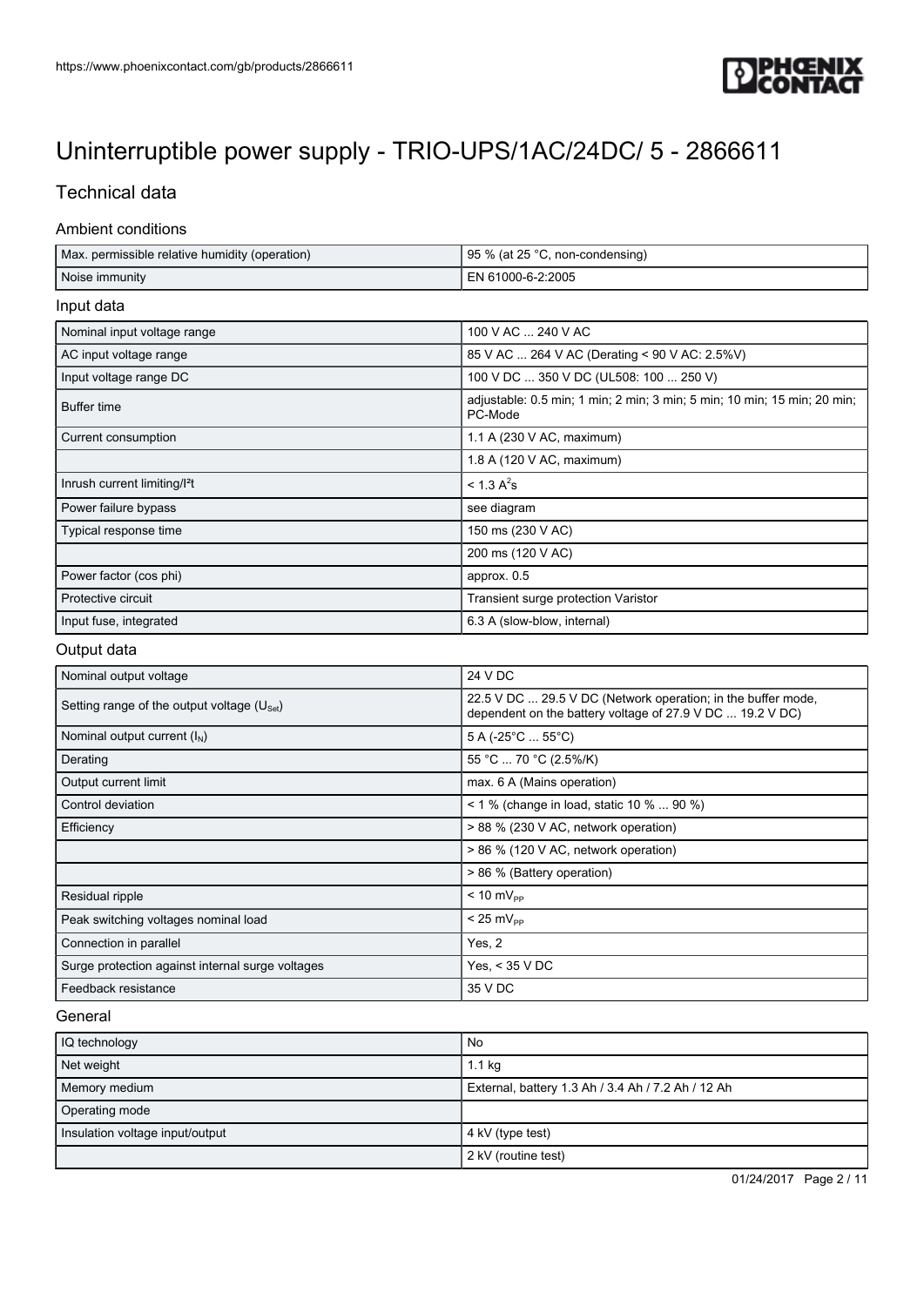# Uninterruptible power supply - TRIO-UPS/1AC/24DC/ 5 - 2866611

## Technical data

### Ambient conditions

| | |
|---|---|
| Max. permissible relative humidity (operation) | 95 % (at 25 °C, non-condensing) |
| Noise immunity | EN 61000-6-2:2005 |

### Input data

| | |
|---|---|
| Nominal input voltage range | 100 V AC ... 240 V AC |
| AC input voltage range | 85 V AC ... 264 V AC (Derating < 90 V AC: 2.5%V) |
| Input voltage range DC | 100 V DC ... 350 V DC (UL508: 100 ... 250 V) |
| Buffer time | adjustable: 0.5 min; 1 min; 2 min; 3 min; 5 min; 10 min; 15 min; 20 min; PC-Mode |
| Current consumption | 1.1 A (230 V AC, maximum) |
| | 1.8 A (120 V AC, maximum) |
| Inrush current limiting/I²t | < 1.3 $A^2s$ |
| Power failure bypass | see diagram |
| Typical response time | 150 ms (230 V AC) |
| | 200 ms (120 V AC) |
| Power factor (cos phi) | approx. 0.5 |
| Protective circuit | Transient surge protection Varistor |
| Input fuse, integrated | 6.3 A (slow-blow, internal) |

### Output data

| | |
|---|---|
| Nominal output voltage | 24 V DC |
| Setting range of the output voltage ($U_{Set}$) | 22.5 V DC ... 29.5 V DC (Network operation; in the buffer mode, dependent on the battery voltage of 27.9 V DC ... 19.2 V DC) |
| Nominal output current ($I_N$) | 5 A (-25°C ... 55°C) |
| Derating | 55 °C ... 70 °C (2.5%/K) |
| Output current limit | max. 6 A (Mains operation) |
| Control deviation | < 1 % (change in load, static 10 % ... 90 %) |
| Efficiency | > 88 % (230 V AC, network operation) |
| | > 86 % (120 V AC, network operation) |
| | > 86 % (Battery operation) |
| Residual ripple | < 10 $mV_{PP}$ |
| Peak switching voltages nominal load | < 25 $mV_{PP}$ |
| Connection in parallel | Yes, 2 |
| Surge protection against internal surge voltages | Yes, < 35 V DC |
| Feedback resistance | 35 V DC |

### General

| | |
|---|---|
| IQ technology | No |
| Net weight | 1.1 kg |
| Memory medium | External, battery 1.3 Ah / 3.4 Ah / 7.2 Ah / 12 Ah |
| Operating mode | |
| Insulation voltage input/output | 4 kV (type test) |
| | 2 kV (routine test) |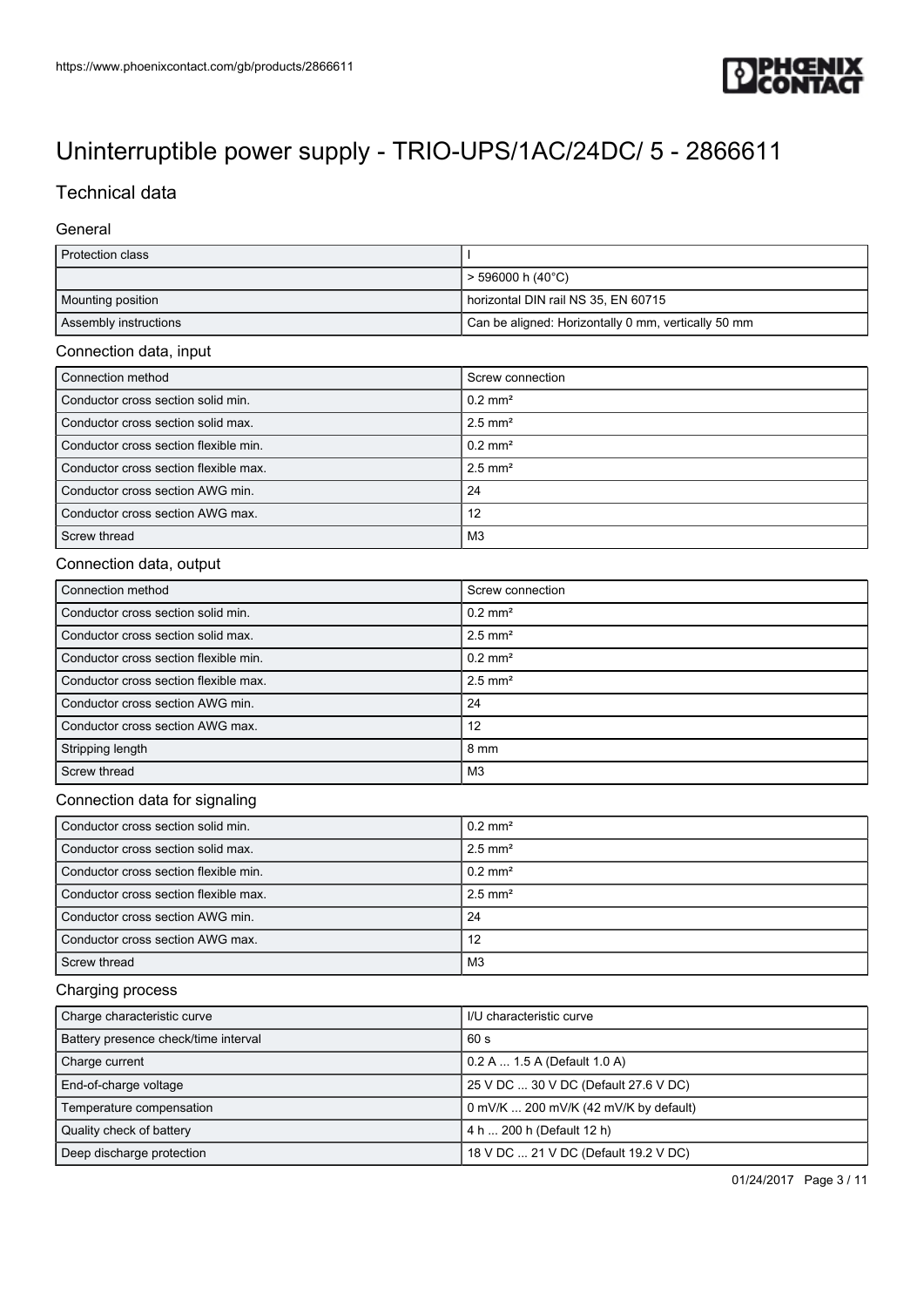# Uninterruptible power supply - TRIO-UPS/1AC/24DC/ 5 - 2866611

## Technical data

### General

| | |
|---|---|
| Protection class | I |
| | > 596000 h (40°C) |
| Mounting position | horizontal DIN rail NS 35, EN 60715 |
| Assembly instructions | Can be aligned: Horizontally 0 mm, vertically 50 mm |

### Connection data, input

| | |
|---|---|
| Connection method | Screw connection |
| Conductor cross section solid min. | 0.2 mm² |
| Conductor cross section solid max. | 2.5 mm² |
| Conductor cross section flexible min. | 0.2 mm² |
| Conductor cross section flexible max. | 2.5 mm² |
| Conductor cross section AWG min. | 24 |
| Conductor cross section AWG max. | 12 |
| Screw thread | M3 |

### Connection data, output

| | |
|---|---|
| Connection method | Screw connection |
| Conductor cross section solid min. | 0.2 mm² |
| Conductor cross section solid max. | 2.5 mm² |
| Conductor cross section flexible min. | 0.2 mm² |
| Conductor cross section flexible max. | 2.5 mm² |
| Conductor cross section AWG min. | 24 |
| Conductor cross section AWG max. | 12 |
| Stripping length | 8 mm |
| Screw thread | M3 |

### Connection data for signaling

| | |
|---|---|
| Conductor cross section solid min. | 0.2 mm² |
| Conductor cross section solid max. | 2.5 mm² |
| Conductor cross section flexible min. | 0.2 mm² |
| Conductor cross section flexible max. | 2.5 mm² |
| Conductor cross section AWG min. | 24 |
| Conductor cross section AWG max. | 12 |
| Screw thread | M3 |

### Charging process

| | |
|---|---|
| Charge characteristic curve | I/U characteristic curve |
| Battery presence check/time interval | 60 s |
| Charge current | 0.2 A ... 1.5 A (Default 1.0 A) |
| End-of-charge voltage | 25 V DC ... 30 V DC (Default 27.6 V DC) |
| Temperature compensation | 0 mV/K ... 200 mV/K (42 mV/K by default) |
| Quality check of battery | 4 h ... 200 h (Default 12 h) |
| Deep discharge protection | 18 V DC ... 21 V DC (Default 19.2 V DC) |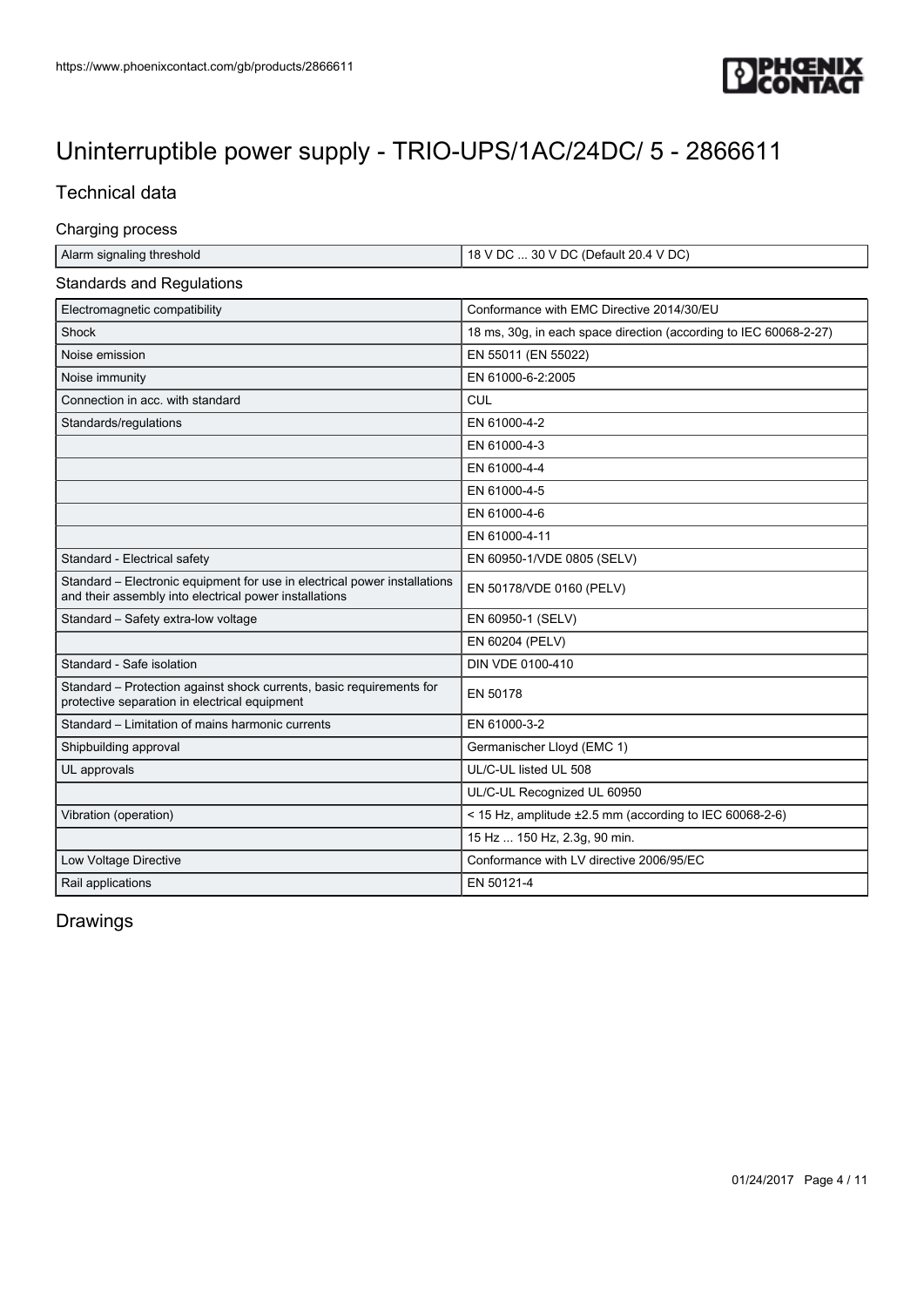# Uninterruptible power supply - TRIO-UPS/1AC/24DC/ 5 - 2866611

## Technical data

### Charging process

| | |
|---|---|
| Alarm signaling threshold | 18 V DC ... 30 V DC (Default 20.4 V DC) |

### Standards and Regulations

| | |
|---|---|
| Electromagnetic compatibility | Conformance with EMC Directive 2014/30/EU |
| Shock | 18 ms, 30g, in each space direction (according to IEC 60068-2-27) |
| Noise emission | EN 55011 (EN 55022) |
| Noise immunity | EN 61000-6-2:2005 |
| Connection in acc. with standard | CUL |
| Standards/regulations | EN 61000-4-2 |
| | EN 61000-4-3 |
| | EN 61000-4-4 |
| | EN 61000-4-5 |
| | EN 61000-4-6 |
| | EN 61000-4-11 |
| Standard - Electrical safety | EN 60950-1/VDE 0805 (SELV) |
| Standard – Electronic equipment for use in electrical power installations and their assembly into electrical power installations | EN 50178/VDE 0160 (PELV) |
| Standard – Safety extra-low voltage | EN 60950-1 (SELV) |
| | EN 60204 (PELV) |
| Standard - Safe isolation | DIN VDE 0100-410 |
| Standard – Protection against shock currents, basic requirements for protective separation in electrical equipment | EN 50178 |
| Standard – Limitation of mains harmonic currents | EN 61000-3-2 |
| Shipbuilding approval | Germanischer Lloyd (EMC 1) |
| UL approvals | UL/C-UL listed UL 508 |
| | UL/C-UL Recognized UL 60950 |
| Vibration (operation) | < 15 Hz, amplitude ±2.5 mm (according to IEC 60068-2-6) |
| | 15 Hz ... 150 Hz, 2.3g, 90 min. |
| Low Voltage Directive | Conformance with LV directive 2006/95/EC |
| Rail applications | EN 50121-4 |

## Drawings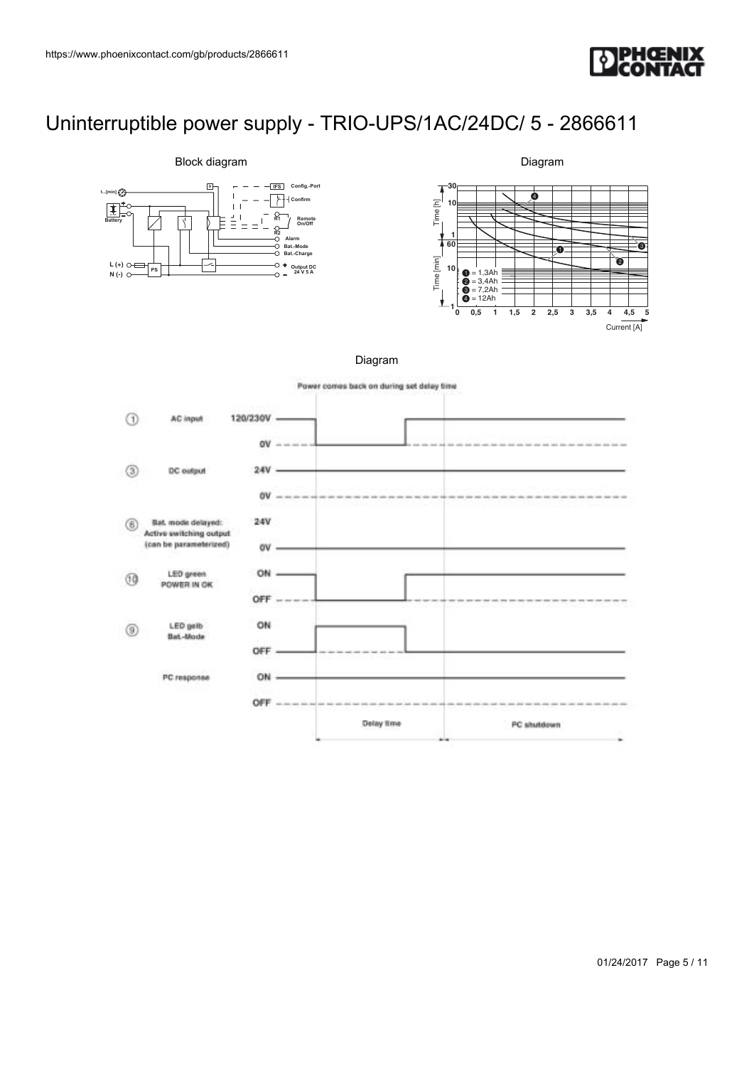# Uninterruptible power supply - TRIO-UPS/1AC/24DC/ 5 - 2866611

Block diagram

t...[min]

Battery

L (+)

N (-)

PS

IFS Config.-Port

Confirm

R1 Remote On/Off

R2

Alarm

Bat.-Mode

Bat.-Charge

\+ Output DC 24 V 5 A

\-

Diagram

Time [h]

Time [min]

Current [A]

1 = 1,3Ah
2 = 3,4Ah
3 = 7,2Ah
4 = 12Ah

Diagram

Power comes back on during set delay time

| | | |
|---|---|---|
| ① | AC input | 120/230V / 0V |
| ③ | DC output | 24V / 0V |
| ⑥ | Bat. mode delayed: Active switching output (can be parameterized) | 24V / 0V |
| ⑩ | LED green POWER IN OK | ON / OFF |
| ⑨ | LED gelb Bat.-Mode | ON / OFF |
| | PC response | ON / OFF |

Delay time

PC shutdown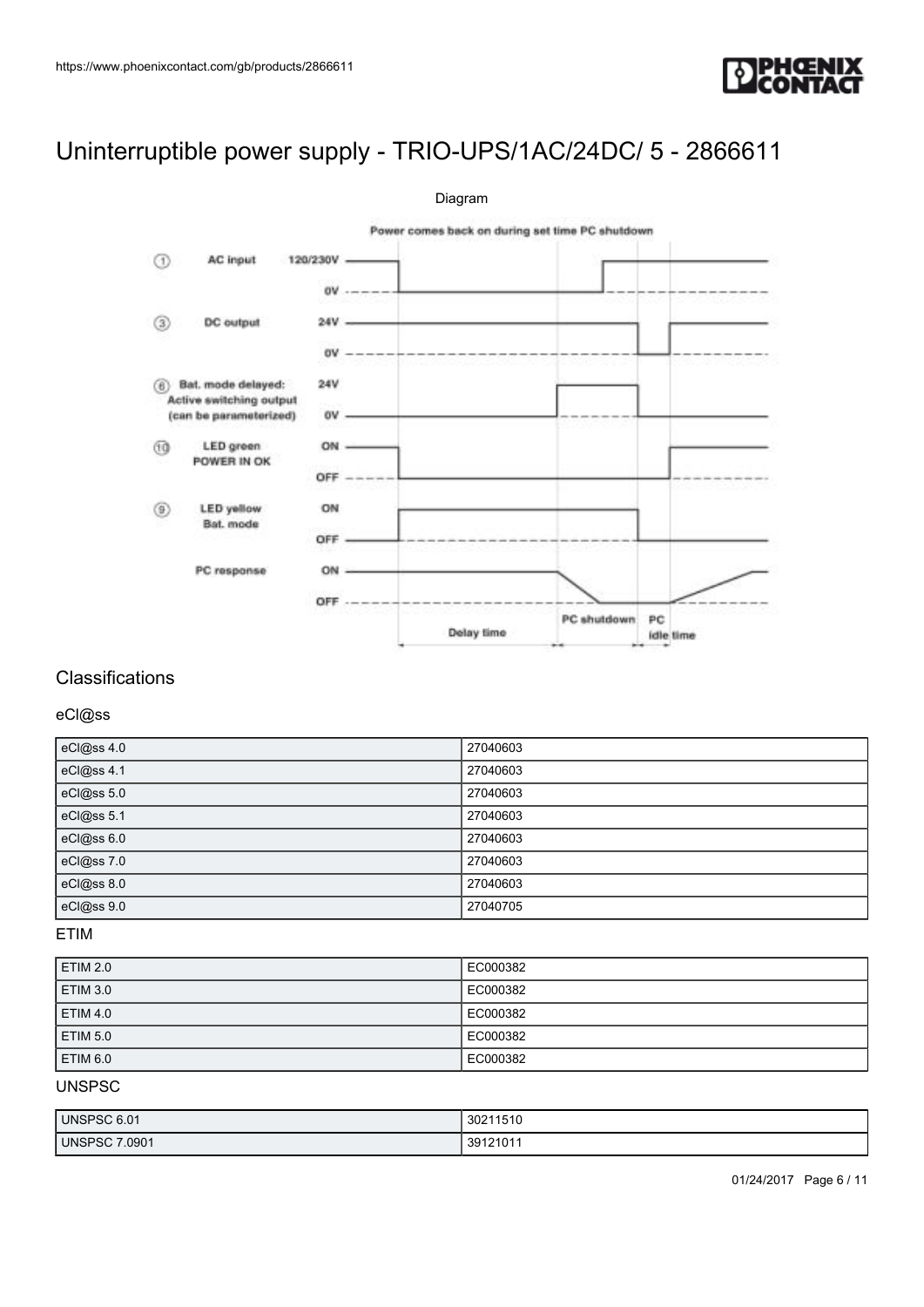# Uninterruptible power supply - TRIO-UPS/1AC/24DC/ 5 - 2866611

Diagram

Power comes back on during set time PC shutdown

## Classifications

### eCl@ss

| eCl@ss 4.0 | 27040603 |
|---|---|
| eCl@ss 4.1 | 27040603 |
| eCl@ss 5.0 | 27040603 |
| eCl@ss 5.1 | 27040603 |
| eCl@ss 6.0 | 27040603 |
| eCl@ss 7.0 | 27040603 |
| eCl@ss 8.0 | 27040603 |
| eCl@ss 9.0 | 27040705 |

### ETIM

| ETIM 2.0 | EC000382 |
|---|---|
| ETIM 3.0 | EC000382 |
| ETIM 4.0 | EC000382 |
| ETIM 5.0 | EC000382 |
| ETIM 6.0 | EC000382 |

### UNSPSC

| UNSPSC 6.01 | 30211510 |
|---|---|
| UNSPSC 7.0901 | 39121011 |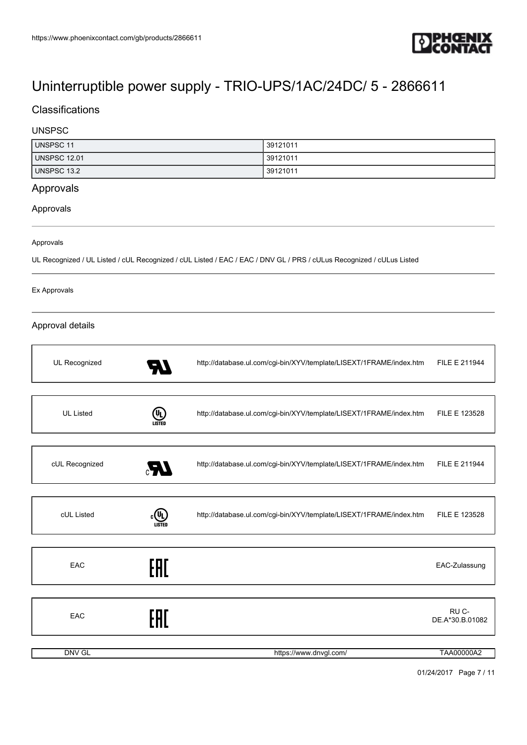# Uninterruptible power supply - TRIO-UPS/1AC/24DC/ 5 - 2866611

## Classifications

### UNSPSC

| UNSPSC 11 | 39121011 |
| --- | --- |
| UNSPSC 12.01 | 39121011 |
| UNSPSC 13.2 | 39121011 |

## Approvals

### Approvals

Approvals

UL Recognized / UL Listed / cUL Recognized / cUL Listed / EAC / EAC / DNV GL / PRS / cULus Recognized / cULus Listed

Ex Approvals

### Approval details

| | | | |
| --- | --- | --- | --- |
| UL Recognized | | http://database.ul.com/cgi-bin/XYV/template/LISEXT/1FRAME/index.htm | FILE E 211944 |
| UL Listed | | http://database.ul.com/cgi-bin/XYV/template/LISEXT/1FRAME/index.htm | FILE E 123528 |
| cUL Recognized | | http://database.ul.com/cgi-bin/XYV/template/LISEXT/1FRAME/index.htm | FILE E 211944 |
| cUL Listed | | http://database.ul.com/cgi-bin/XYV/template/LISEXT/1FRAME/index.htm | FILE E 123528 |
| EAC | | | EAC-Zulassung |
| EAC | | | RU C-DE.A*30.B.01082 |
| DNV GL | | https://www.dnvgl.com/ | TAA00000A2 |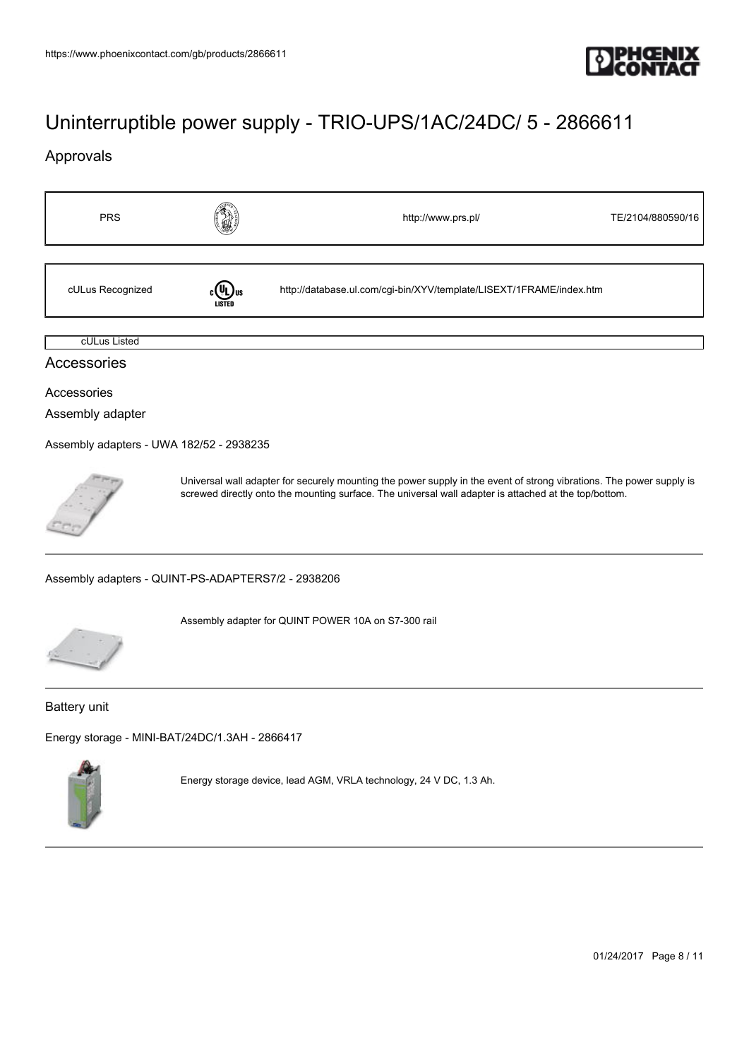# Uninterruptible power supply - TRIO-UPS/1AC/24DC/ 5 - 2866611

## Approvals

| PRS | | http://www.prs.pl/ | TE/2104/880590/16 |
| --- | --- | --- | --- |

| cULus Recognized | | http://database.ul.com/cgi-bin/XYV/template/LISEXT/1FRAME/index.htm |
| --- | --- | --- |

| cULus Listed |
| --- |

## Accessories

Accessories

Assembly adapter

Assembly adapters - UWA 182/52 - 2938235

Universal wall adapter for securely mounting the power supply in the event of strong vibrations. The power supply is screwed directly onto the mounting surface. The universal wall adapter is attached at the top/bottom.

Assembly adapters - QUINT-PS-ADAPTERS7/2 - 2938206

Assembly adapter for QUINT POWER 10A on S7-300 rail

Battery unit

Energy storage - MINI-BAT/24DC/1.3AH - 2866417

Energy storage device, lead AGM, VRLA technology, 24 V DC, 1.3 Ah.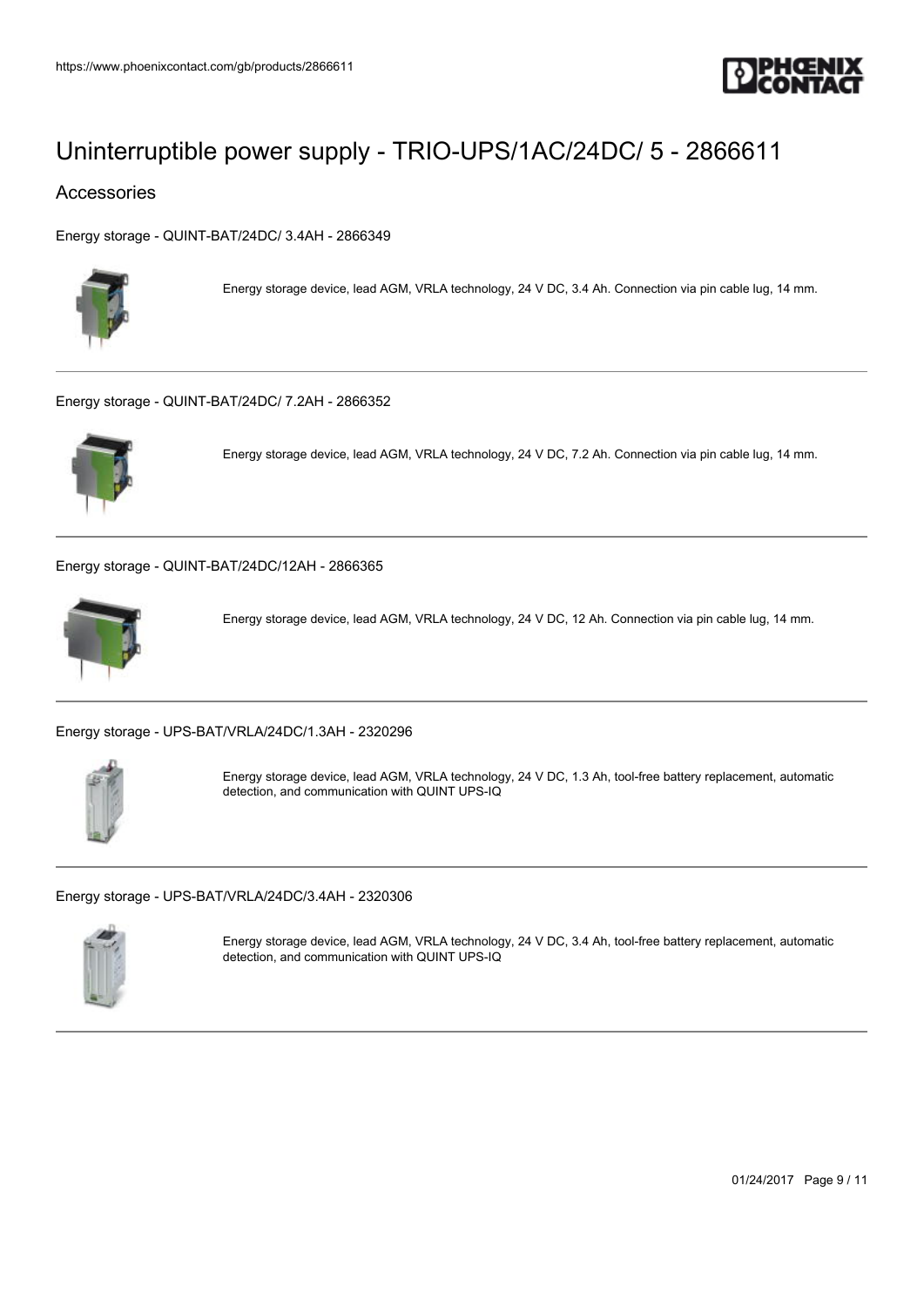# Uninterruptible power supply - TRIO-UPS/1AC/24DC/ 5 - 2866611

## Accessories

Energy storage - QUINT-BAT/24DC/ 3.4AH - 2866349

Energy storage device, lead AGM, VRLA technology, 24 V DC, 3.4 Ah. Connection via pin cable lug, 14 mm.

---

Energy storage - QUINT-BAT/24DC/ 7.2AH - 2866352

Energy storage device, lead AGM, VRLA technology, 24 V DC, 7.2 Ah. Connection via pin cable lug, 14 mm.

---

Energy storage - QUINT-BAT/24DC/12AH - 2866365

Energy storage device, lead AGM, VRLA technology, 24 V DC, 12 Ah. Connection via pin cable lug, 14 mm.

---

Energy storage - UPS-BAT/VRLA/24DC/1.3AH - 2320296

Energy storage device, lead AGM, VRLA technology, 24 V DC, 1.3 Ah, tool-free battery replacement, automatic detection, and communication with QUINT UPS-IQ

---

Energy storage - UPS-BAT/VRLA/24DC/3.4AH - 2320306

Energy storage device, lead AGM, VRLA technology, 24 V DC, 3.4 Ah, tool-free battery replacement, automatic detection, and communication with QUINT UPS-IQ

---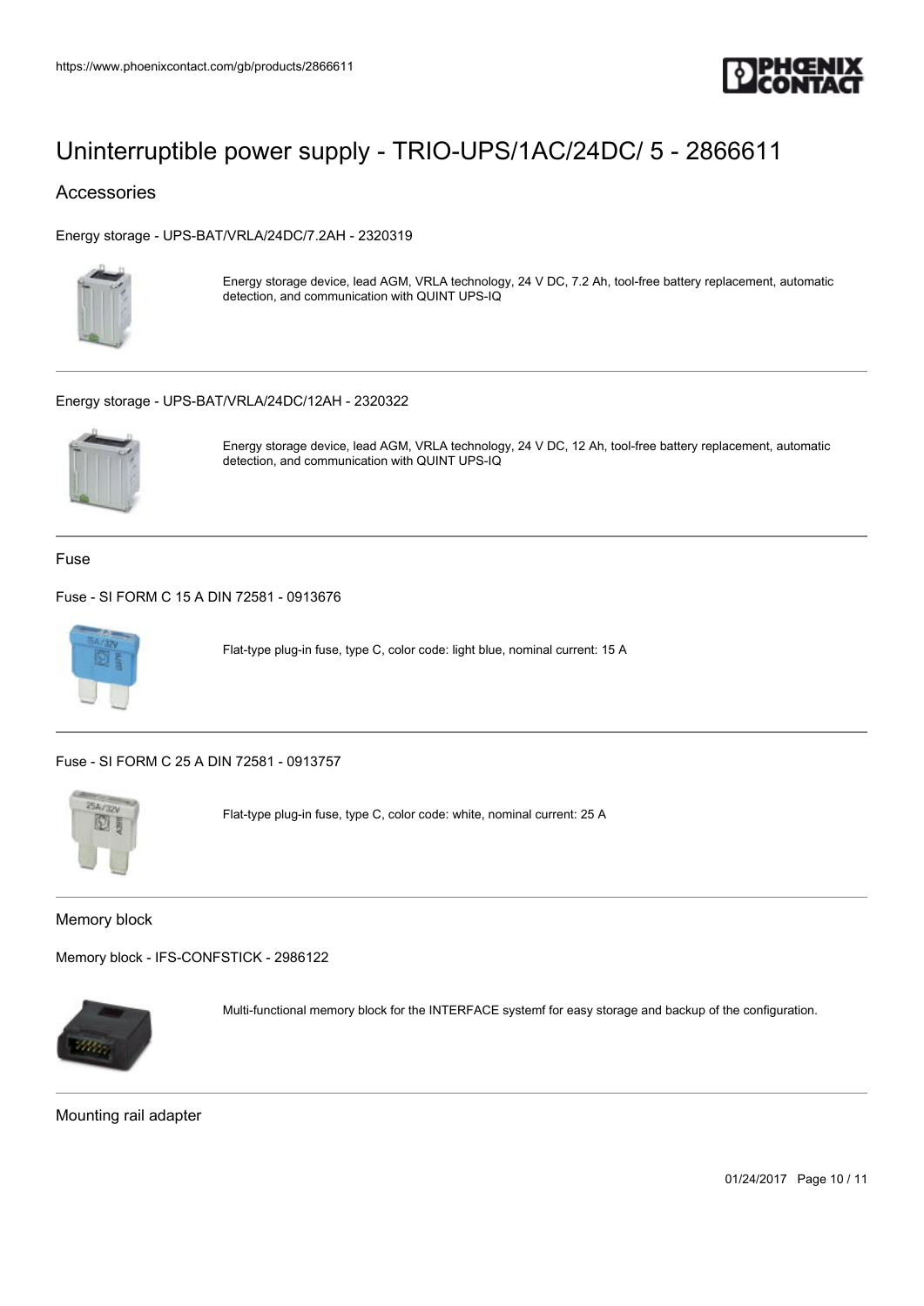# Uninterruptible power supply - TRIO-UPS/1AC/24DC/ 5 - 2866611

## Accessories

Energy storage - UPS-BAT/VRLA/24DC/7.2AH - 2320319

Energy storage device, lead AGM, VRLA technology, 24 V DC, 7.2 Ah, tool-free battery replacement, automatic detection, and communication with QUINT UPS-IQ

Energy storage - UPS-BAT/VRLA/24DC/12AH - 2320322

Energy storage device, lead AGM, VRLA technology, 24 V DC, 12 Ah, tool-free battery replacement, automatic detection, and communication with QUINT UPS-IQ

### Fuse

Fuse - SI FORM C 15 A DIN 72581 - 0913676

Flat-type plug-in fuse, type C, color code: light blue, nominal current: 15 A

Fuse - SI FORM C 25 A DIN 72581 - 0913757

Flat-type plug-in fuse, type C, color code: white, nominal current: 25 A

### Memory block

Memory block - IFS-CONFSTICK - 2986122

Multi-functional memory block for the INTERFACE systemf for easy storage and backup of the configuration.

### Mounting rail adapter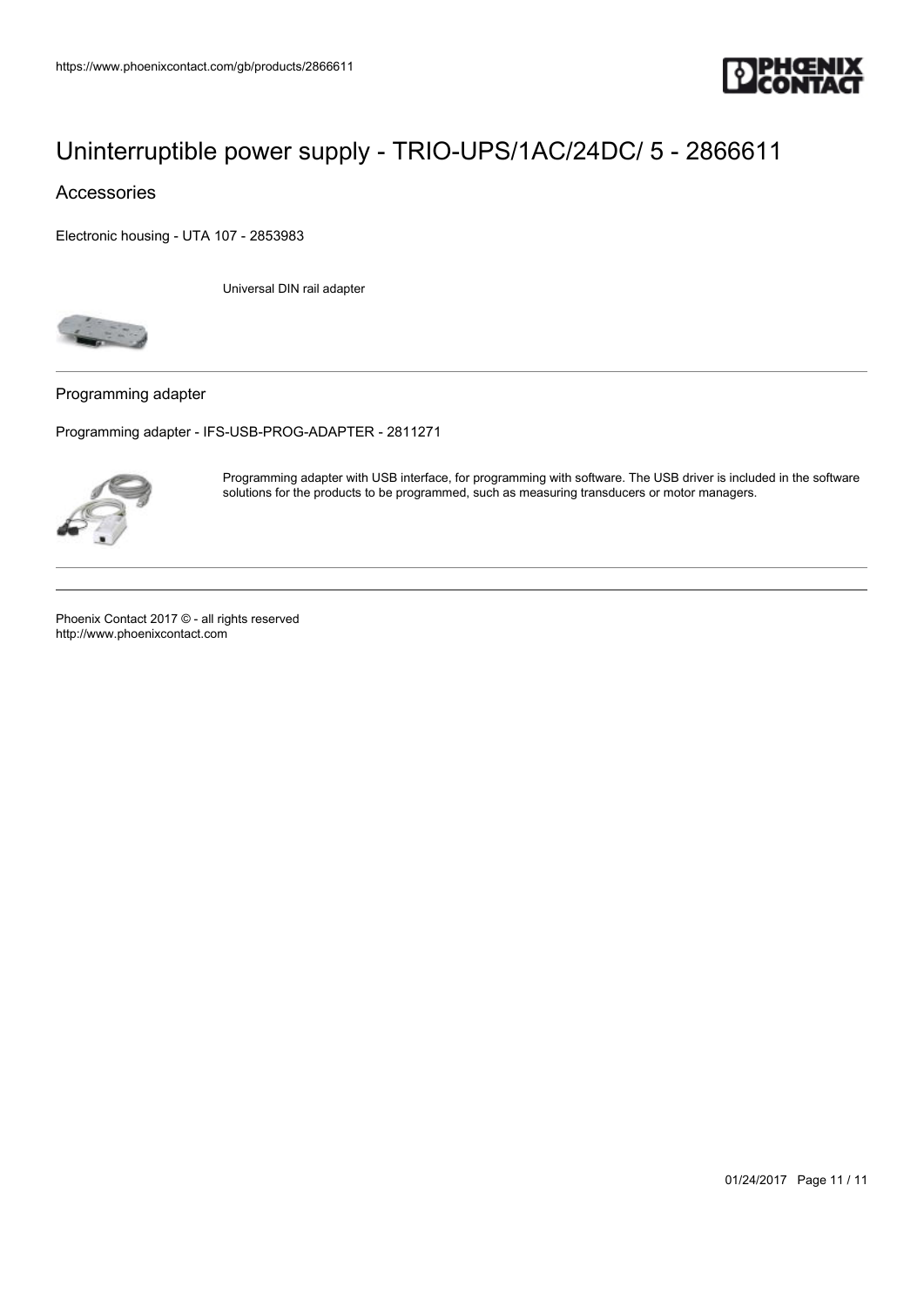# Uninterruptible power supply - TRIO-UPS/1AC/24DC/ 5 - 2866611

## Accessories

Electronic housing - UTA 107 - 2853983

Universal DIN rail adapter

---

### Programming adapter

Programming adapter - IFS-USB-PROG-ADAPTER - 2811271

Programming adapter with USB interface, for programming with software. The USB driver is included in the software solutions for the products to be programmed, such as measuring transducers or motor managers.

---

Phoenix Contact 2017 © - all rights reserved
http://www.phoenixcontact.com